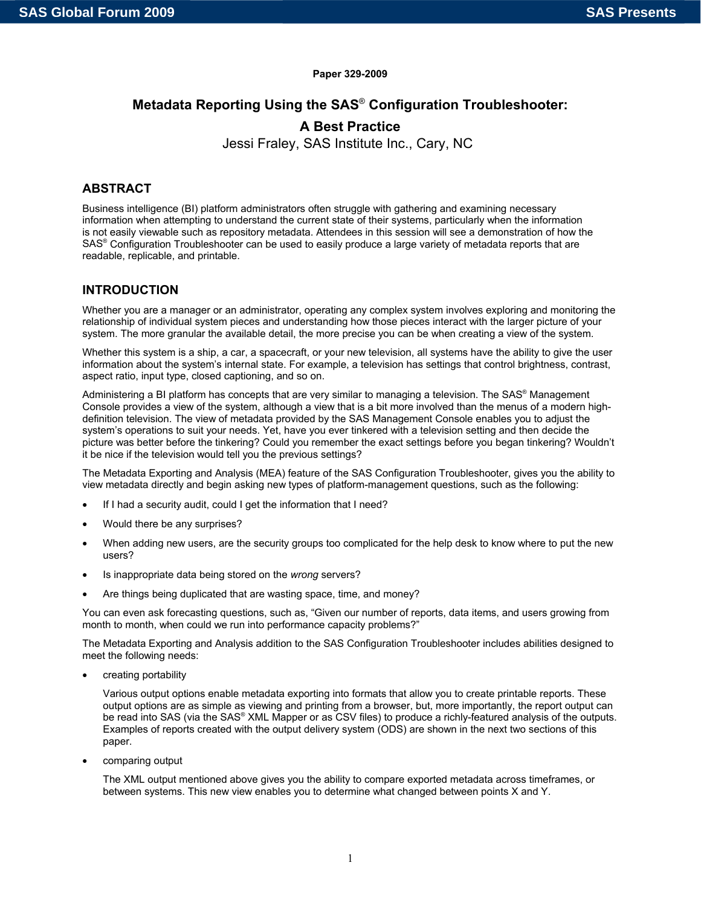Paper 329-2009

# Metadata Reporting Using the SAS® Configuration Troubleshooter: A Best Practice

Jessi Fraley, SAS Institute Inc., Cary, NC

## ABSTRACT

Business intelligence (BI) platform administrators often struggle with gathering and examining necessary information when attempting to understand the current state of their systems, particularly when the information is not easily viewable such as repository metadata. Attendees in this session will see a demonstration of how the SAS® Configuration Troubleshooter can be used to easily produce a large variety of metadata reports that are readable, replicable, and printable.

## INTRODUCTION

Whether you are a manager or an administrator, operating any complex system involves exploring and monitoring the relationship of individual system pieces and understanding how those pieces interact with the larger picture of your system. The more granular the available detail, the more precise you can be when creating a view of the system.

Whether this system is a ship, a car, a spacecraft, or your new television, all systems have the ability to give the user information about the system's internal state. For example, a television has settings that control brightness, contrast, aspect ratio, input type, closed captioning, and so on.

Administering a BI platform has concepts that are very similar to managing a television. The SAS® Management Console provides a view of the system, although a view that is a bit more involved than the menus of a modern high-definition television. The view of metadata provided by the SAS Management Console enables you to adjust the system's operations to suit your needs. Yet, have you ever tinkered with a television setting and then decide the picture was better before the tinkering? Could you remember the exact settings before you began tinkering? Wouldn't it be nice if the television would tell you the previous settings?

The Metadata Exporting and Analysis (MEA) feature of the SAS Configuration Troubleshooter, gives you the ability to view metadata directly and begin asking new types of platform-management questions, such as the following:

- If I had a security audit, could I get the information that I need?
- Would there be any surprises?
- When adding new users, are the security groups too complicated for the help desk to know where to put the new users?
- Is inappropriate data being stored on the *wrong* servers?
- Are things being duplicated that are wasting space, time, and money?

You can even ask forecasting questions, such as, "Given our number of reports, data items, and users growing from month to month, when could we run into performance capacity problems?"

The Metadata Exporting and Analysis addition to the SAS Configuration Troubleshooter includes abilities designed to meet the following needs:

- creating portability

  Various output options enable metadata exporting into formats that allow you to create printable reports. These output options are as simple as viewing and printing from a browser, but, more importantly, the report output can be read into SAS (via the SAS® XML Mapper or as CSV files) to produce a richly-featured analysis of the outputs. Examples of reports created with the output delivery system (ODS) are shown in the next two sections of this paper.

- comparing output

  The XML output mentioned above gives you the ability to compare exported metadata across timeframes, or between systems. This new view enables you to determine what changed between points X and Y.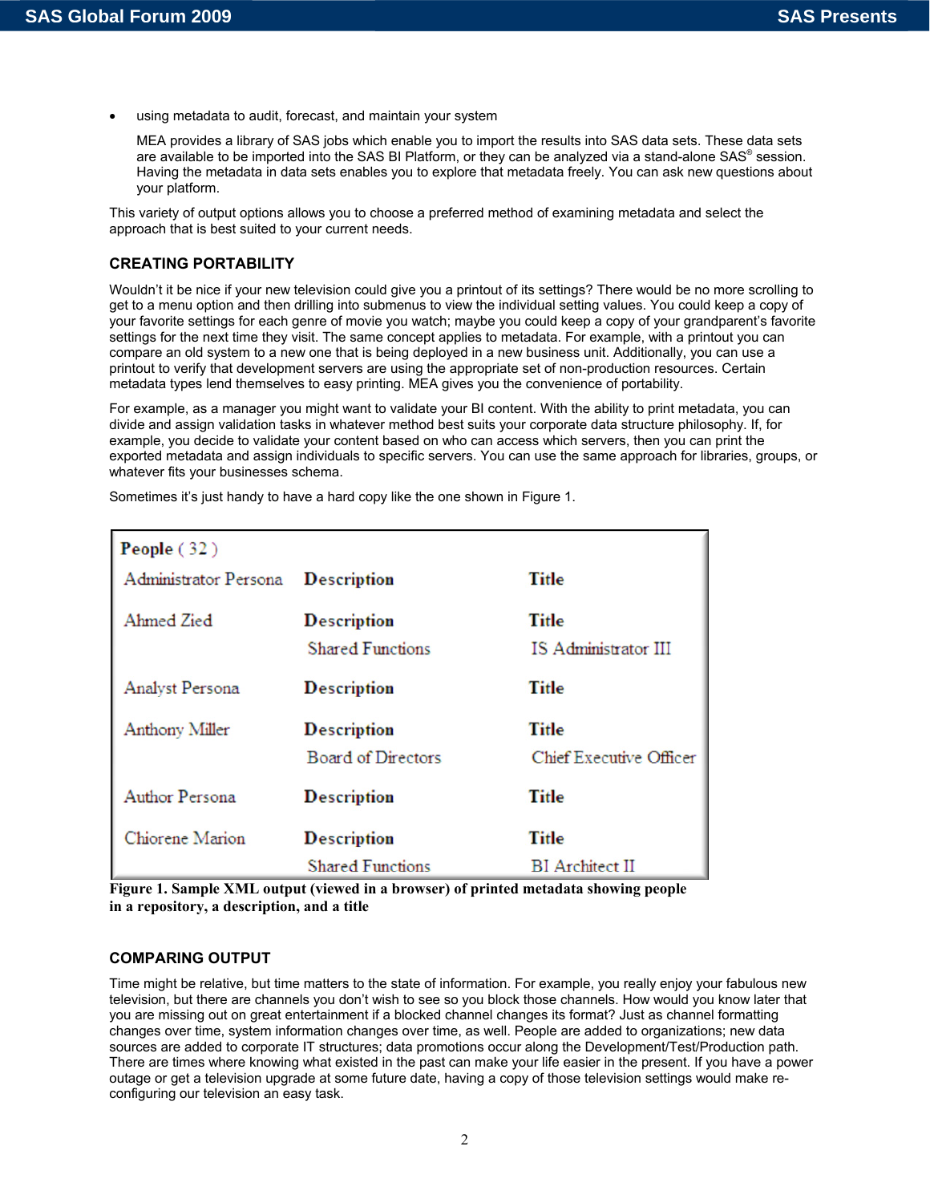- using metadata to audit, forecast, and maintain your system

  MEA provides a library of SAS jobs which enable you to import the results into SAS data sets. These data sets are available to be imported into the SAS BI Platform, or they can be analyzed via a stand-alone SAS® session. Having the metadata in data sets enables you to explore that metadata freely. You can ask new questions about your platform.

This variety of output options allows you to choose a preferred method of examining metadata and select the approach that is best suited to your current needs.

## CREATING PORTABILITY

Wouldn't it be nice if your new television could give you a printout of its settings? There would be no more scrolling to get to a menu option and then drilling into submenus to view the individual setting values. You could keep a copy of your favorite settings for each genre of movie you watch; maybe you could keep a copy of your grandparent's favorite settings for the next time they visit. The same concept applies to metadata. For example, with a printout you can compare an old system to a new one that is being deployed in a new business unit. Additionally, you can use a printout to verify that development servers are using the appropriate set of non-production resources. Certain metadata types lend themselves to easy printing. MEA gives you the convenience of portability.

For example, as a manager you might want to validate your BI content. With the ability to print metadata, you can divide and assign validation tasks in whatever method best suits your corporate data structure philosophy. If, for example, you decide to validate your content based on who can access which servers, then you can print the exported metadata and assign individuals to specific servers. You can use the same approach for libraries, groups, or whatever fits your businesses schema.

Sometimes it's just handy to have a hard copy like the one shown in Figure 1.

| People ( 32 ) | | |
|---|---|---|
| Administrator Persona | **Description** | **Title** |
| Ahmed Zied | **Description** | **Title** |
| | Shared Functions | IS Administrator III |
| Analyst Persona | **Description** | **Title** |
| Anthony Miller | **Description** | **Title** |
| | Board of Directors | Chief Executive Officer |
| Author Persona | **Description** | **Title** |
| Chiorene Marion | **Description** | **Title** |
| | Shared Functions | BI Architect II |

**Figure 1. Sample XML output (viewed in a browser) of printed metadata showing people in a repository, a description, and a title**

## COMPARING OUTPUT

Time might be relative, but time matters to the state of information. For example, you really enjoy your fabulous new television, but there are channels you don't wish to see so you block those channels. How would you know later that you are missing out on great entertainment if a blocked channel changes its format? Just as channel formatting changes over time, system information changes over time, as well. People are added to organizations; new data sources are added to corporate IT structures; data promotions occur along the Development/Test/Production path. There are times where knowing what existed in the past can make your life easier in the present. If you have a power outage or get a television upgrade at some future date, having a copy of those television settings would make re-configuring our television an easy task.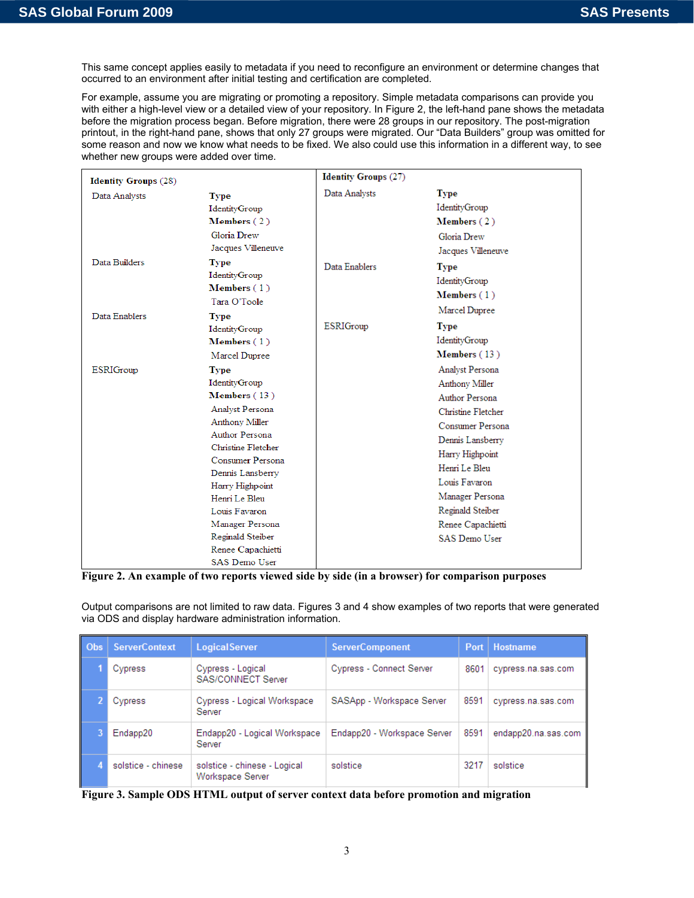This same concept applies easily to metadata if you need to reconfigure an environment or determine changes that occurred to an environment after initial testing and certification are completed.

For example, assume you are migrating or promoting a repository. Simple metadata comparisons can provide you with either a high-level view or a detailed view of your repository. In Figure 2, the left-hand pane shows the metadata before the migration process began. Before migration, there were 28 groups in our repository. The post-migration printout, in the right-hand pane, shows that only 27 groups were migrated. Our "Data Builders" group was omitted for some reason and now we know what needs to be fixed. We also could use this information in a different way, to see whether new groups were added over time.

| **Identity Groups** (28) | | **Identity Groups** (27) | |
|---|---|---|---|
| Data Analysts | **Type** | Data Analysts | **Type** |
| | IdentityGroup | | IdentityGroup |
| | **Members** ( 2 ) | | **Members** ( 2 ) |
| | Gloria Drew | | Gloria Drew |
| | Jacques Villeneuve | | Jacques Villeneuve |
| Data Builders | **Type** | Data Enablers | **Type** |
| | IdentityGroup | | IdentityGroup |
| | **Members** ( 1 ) | | **Members** ( 1 ) |
| | Tara O'Toole | | Marcel Dupree |
| Data Enablers | **Type** | ESRIGroup | **Type** |
| | IdentityGroup | | IdentityGroup |
| | **Members** ( 1 ) | | **Members** ( 13 ) |
| | Marcel Dupree | | Analyst Persona |
| ESRIGroup | **Type** | | Anthony Miller |
| | IdentityGroup | | Author Persona |
| | **Members** ( 13 ) | | Christine Fletcher |
| | Analyst Persona | | Consumer Persona |
| | Anthony Miller | | Dennis Lansberry |
| | Author Persona | | Harry Highpoint |
| | Christine Fletcher | | Henri Le Bleu |
| | Consumer Persona | | Louis Favaron |
| | Dennis Lansberry | | Manager Persona |
| | Harry Highpoint | | Reginald Steiber |
| | Henri Le Bleu | | Renee Capachietti |
| | Louis Favaron | | SAS Demo User |
| | Manager Persona | | |
| | Reginald Steiber | | |
| | Renee Capachietti | | |
| | SAS Demo User | | |

**Figure 2. An example of two reports viewed side by side (in a browser) for comparison purposes**

Output comparisons are not limited to raw data. Figures 3 and 4 show examples of two reports that were generated via ODS and display hardware administration information.

| Obs | ServerContext | LogicalServer | ServerComponent | Port | Hostname |
|---|---|---|---|---|---|
| 1 | Cypress | Cypress - Logical SAS/CONNECT Server | Cypress - Connect Server | 8601 | cypress.na.sas.com |
| 2 | Cypress | Cypress - Logical Workspace Server | SASApp - Workspace Server | 8591 | cypress.na.sas.com |
| 3 | Endapp20 | Endapp20 - Logical Workspace Server | Endapp20 - Workspace Server | 8591 | endapp20.na.sas.com |
| 4 | solstice - chinese | solstice - chinese - Logical Workspace Server | solstice | 3217 | solstice |

**Figure 3. Sample ODS HTML output of server context data before promotion and migration**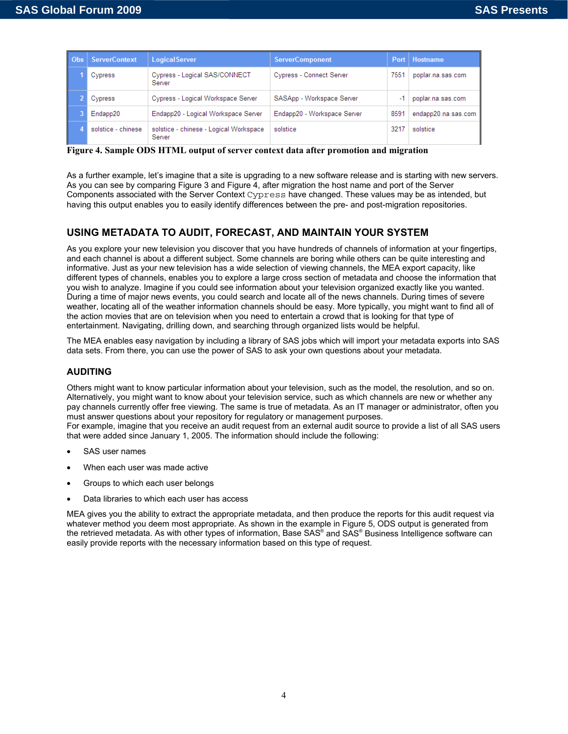| Obs | ServerContext | LogicalServer | ServerComponent | Port | Hostname |
|---|---|---|---|---|---|
| 1 | Cypress | Cypress - Logical SAS/CONNECT Server | Cypress - Connect Server | 7551 | poplar.na.sas.com |
| 2 | Cypress | Cypress - Logical Workspace Server | SASApp - Workspace Server | -1 | poplar.na.sas.com |
| 3 | Endapp20 | Endapp20 - Logical Workspace Server | Endapp20 - Workspace Server | 8591 | endapp20.na.sas.com |
| 4 | solstice - chinese | solstice - chinese - Logical Workspace Server | solstice | 3217 | solstice |

**Figure 4. Sample ODS HTML output of server context data after promotion and migration**

As a further example, let's imagine that a site is upgrading to a new software release and is starting with new servers. As you can see by comparing Figure 3 and Figure 4, after migration the host name and port of the Server Components associated with the Server Context `Cypress` have changed. These values may be as intended, but having this output enables you to easily identify differences between the pre- and post-migration repositories.

## USING METADATA TO AUDIT, FORECAST, AND MAINTAIN YOUR SYSTEM

As you explore your new television you discover that you have hundreds of channels of information at your fingertips, and each channel is about a different subject. Some channels are boring while others can be quite interesting and informative. Just as your new television has a wide selection of viewing channels, the MEA export capacity, like different types of channels, enables you to explore a large cross section of metadata and choose the information that you wish to analyze. Imagine if you could see information about your television organized exactly like you wanted. During a time of major news events, you could search and locate all of the news channels. During times of severe weather, locating all of the weather information channels should be easy. More typically, you might want to find all of the action movies that are on television when you need to entertain a crowd that is looking for that type of entertainment. Navigating, drilling down, and searching through organized lists would be helpful.

The MEA enables easy navigation by including a library of SAS jobs which will import your metadata exports into SAS data sets. From there, you can use the power of SAS to ask your own questions about your metadata.

### AUDITING

Others might want to know particular information about your television, such as the model, the resolution, and so on. Alternatively, you might want to know about your television service, such as which channels are new or whether any pay channels currently offer free viewing. The same is true of metadata. As an IT manager or administrator, often you must answer questions about your repository for regulatory or management purposes.
For example, imagine that you receive an audit request from an external audit source to provide a list of all SAS users that were added since January 1, 2005. The information should include the following:

- SAS user names
- When each user was made active
- Groups to which each user belongs
- Data libraries to which each user has access

MEA gives you the ability to extract the appropriate metadata, and then produce the reports for this audit request via whatever method you deem most appropriate. As shown in the example in Figure 5, ODS output is generated from the retrieved metadata. As with other types of information, Base SAS® and SAS® Business Intelligence software can easily provide reports with the necessary information based on this type of request.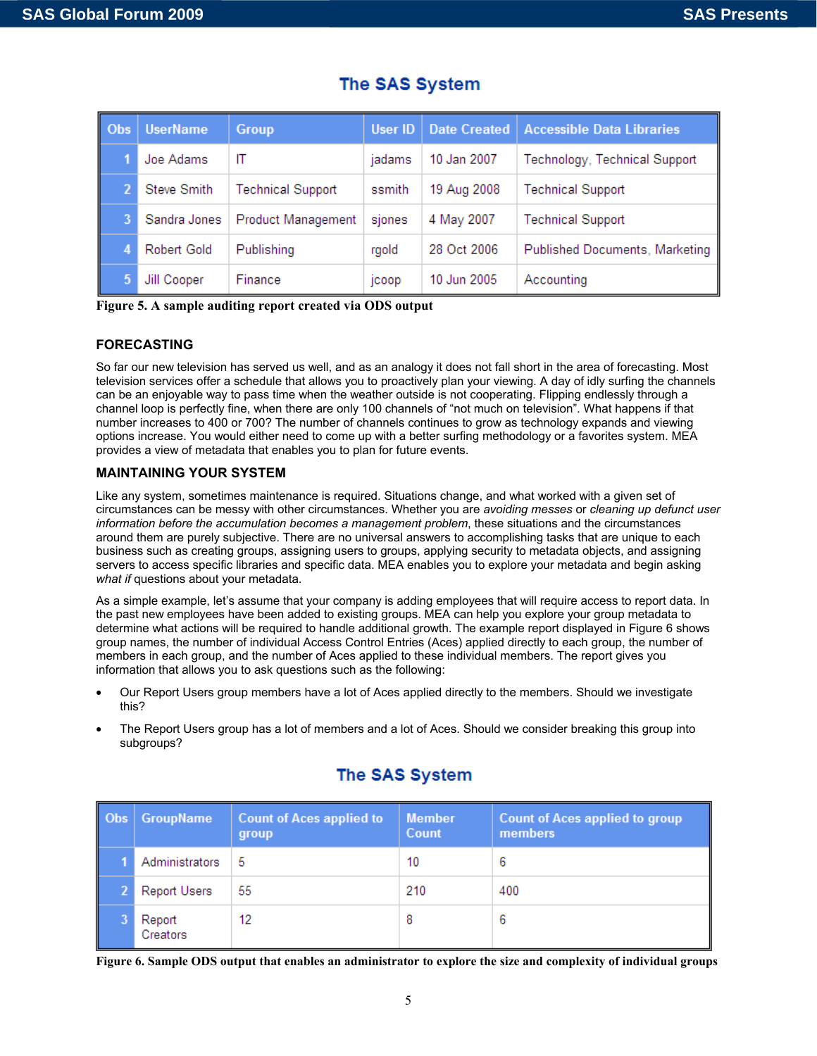### The SAS System

| Obs | UserName | Group | User ID | Date Created | Accessible Data Libraries |
|---|---|---|---|---|---|
| 1 | Joe Adams | IT | jadams | 10 Jan 2007 | Technology, Technical Support |
| 2 | Steve Smith | Technical Support | ssmith | 19 Aug 2008 | Technical Support |
| 3 | Sandra Jones | Product Management | sjones | 4 May 2007 | Technical Support |
| 4 | Robert Gold | Publishing | rgold | 28 Oct 2006 | Published Documents, Marketing |
| 5 | Jill Cooper | Finance | jcoop | 10 Jun 2005 | Accounting |

**Figure 5. A sample auditing report created via ODS output**

## FORECASTING

So far our new television has served us well, and as an analogy it does not fall short in the area of forecasting. Most television services offer a schedule that allows you to proactively plan your viewing. A day of idly surfing the channels can be an enjoyable way to pass time when the weather outside is not cooperating. Flipping endlessly through a channel loop is perfectly fine, when there are only 100 channels of "not much on television". What happens if that number increases to 400 or 700? The number of channels continues to grow as technology expands and viewing options increase. You would either need to come up with a better surfing methodology or a favorites system. MEA provides a view of metadata that enables you to plan for future events.

## MAINTAINING YOUR SYSTEM

Like any system, sometimes maintenance is required. Situations change, and what worked with a given set of circumstances can be messy with other circumstances. Whether you are *avoiding messes* or *cleaning up defunct user information before the accumulation becomes a management problem*, these situations and the circumstances around them are purely subjective. There are no universal answers to accomplishing tasks that are unique to each business such as creating groups, assigning users to groups, applying security to metadata objects, and assigning servers to access specific libraries and specific data. MEA enables you to explore your metadata and begin asking *what if* questions about your metadata.

As a simple example, let's assume that your company is adding employees that will require access to report data. In the past new employees have been added to existing groups. MEA can help you explore your group metadata to determine what actions will be required to handle additional growth. The example report displayed in Figure 6 shows group names, the number of individual Access Control Entries (Aces) applied directly to each group, the number of members in each group, and the number of Aces applied to these individual members. The report gives you information that allows you to ask questions such as the following:

- Our Report Users group members have a lot of Aces applied directly to the members. Should we investigate this?
- The Report Users group has a lot of members and a lot of Aces. Should we consider breaking this group into subgroups?

### The SAS System

| Obs | GroupName | Count of Aces applied to group | Member Count | Count of Aces applied to group members |
|---|---|---|---|---|
| 1 | Administrators | 5 | 10 | 6 |
| 2 | Report Users | 55 | 210 | 400 |
| 3 | Report Creators | 12 | 8 | 6 |

**Figure 6. Sample ODS output that enables an administrator to explore the size and complexity of individual groups**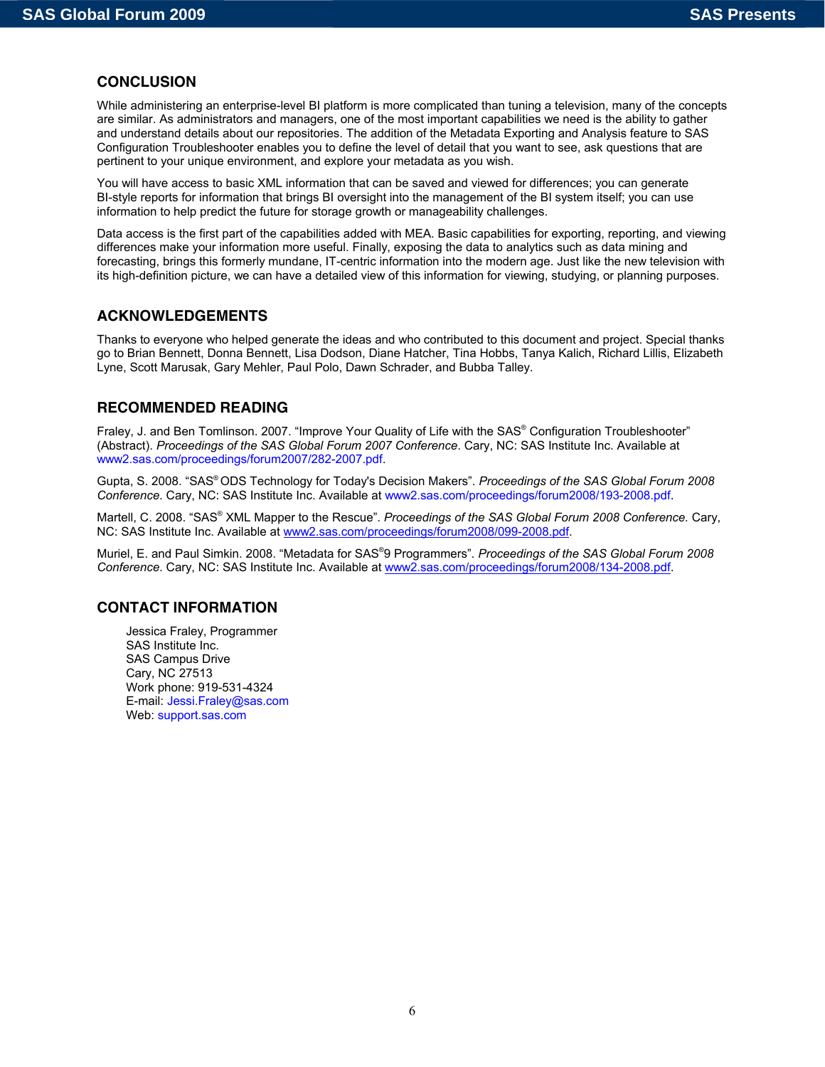## CONCLUSION

While administering an enterprise-level BI platform is more complicated than tuning a television, many of the concepts are similar. As administrators and managers, one of the most important capabilities we need is the ability to gather and understand details about our repositories. The addition of the Metadata Exporting and Analysis feature to SAS Configuration Troubleshooter enables you to define the level of detail that you want to see, ask questions that are pertinent to your unique environment, and explore your metadata as you wish.

You will have access to basic XML information that can be saved and viewed for differences; you can generate BI-style reports for information that brings BI oversight into the management of the BI system itself; you can use information to help predict the future for storage growth or manageability challenges.

Data access is the first part of the capabilities added with MEA. Basic capabilities for exporting, reporting, and viewing differences make your information more useful. Finally, exposing the data to analytics such as data mining and forecasting, brings this formerly mundane, IT-centric information into the modern age. Just like the new television with its high-definition picture, we can have a detailed view of this information for viewing, studying, or planning purposes.

## ACKNOWLEDGEMENTS

Thanks to everyone who helped generate the ideas and who contributed to this document and project. Special thanks go to Brian Bennett, Donna Bennett, Lisa Dodson, Diane Hatcher, Tina Hobbs, Tanya Kalich, Richard Lillis, Elizabeth Lyne, Scott Marusak, Gary Mehler, Paul Polo, Dawn Schrader, and Bubba Talley.

## RECOMMENDED READING

Fraley, J. and Ben Tomlinson. 2007. “Improve Your Quality of Life with the SAS® Configuration Troubleshooter” (Abstract). *Proceedings of the SAS Global Forum 2007 Conference*. Cary, NC: SAS Institute Inc. Available at www2.sas.com/proceedings/forum2007/282-2007.pdf.

Gupta, S. 2008. “SAS® ODS Technology for Today's Decision Makers”. *Proceedings of the SAS Global Forum 2008 Conference*. Cary, NC: SAS Institute Inc. Available at www2.sas.com/proceedings/forum2008/193-2008.pdf.

Martell, C. 2008. “SAS® XML Mapper to the Rescue”. *Proceedings of the SAS Global Forum 2008 Conference.* Cary, NC: SAS Institute Inc. Available at www2.sas.com/proceedings/forum2008/099-2008.pdf.

Muriel, E. and Paul Simkin. 2008. “Metadata for SAS®9 Programmers”. *Proceedings of the SAS Global Forum 2008 Conference*. Cary, NC: SAS Institute Inc. Available at www2.sas.com/proceedings/forum2008/134-2008.pdf.

## CONTACT INFORMATION

Jessica Fraley, Programmer
SAS Institute Inc.
SAS Campus Drive
Cary, NC 27513
Work phone: 919-531-4324
E-mail: Jessi.Fraley@sas.com
Web: support.sas.com